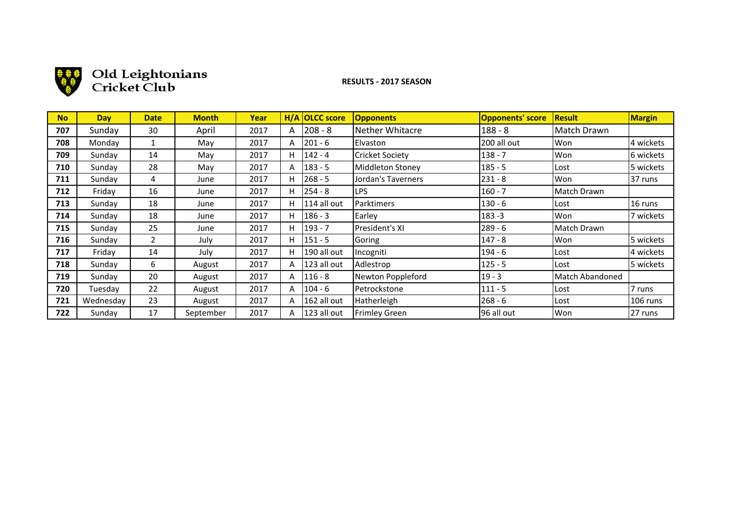Old Leightonians
Cricket Club

**RESULTS - 2017 SEASON**

| No | Day | Date | Month | Year | H/A | OLCC score | Opponents | Opponents' score | Result | Margin |
|---|---|---|---|---|---|---|---|---|---|---|
| **707** | Sunday | 30 | April | 2017 | A | 208 - 8 | Nether Whitacre | 188 - 8 | Match Drawn | |
| **708** | Monday | 1 | May | 2017 | A | 201 - 6 | Elvaston | 200 all out | Won | 4 wickets |
| **709** | Sunday | 14 | May | 2017 | H | 142 - 4 | Cricket Society | 138 - 7 | Won | 6 wickets |
| **710** | Sunday | 28 | May | 2017 | A | 183 - 5 | Middleton Stoney | 185 - 5 | Lost | 5 wickets |
| **711** | Sunday | 4 | June | 2017 | H | 268 - 5 | Jordan's Taverners | 231 - 8 | Won | 37 runs |
| **712** | Friday | 16 | June | 2017 | H | 254 - 8 | LPS | 160 - 7 | Match Drawn | |
| **713** | Sunday | 18 | June | 2017 | H | 114 all out | Parktimers | 130 - 6 | Lost | 16 runs |
| **714** | Sunday | 18 | June | 2017 | H | 186 - 3 | Earley | 183 -3 | Won | 7 wickets |
| **715** | Sunday | 25 | June | 2017 | H | 193 - 7 | President's XI | 289 - 6 | Match Drawn | |
| **716** | Sunday | 2 | July | 2017 | H | 151 - 5 | Goring | 147 - 8 | Won | 5 wickets |
| **717** | Friday | 14 | July | 2017 | H | 190 all out | Incogniti | 194 - 6 | Lost | 4 wickets |
| **718** | Sunday | 6 | August | 2017 | A | 123 all out | Adlestrop | 125 - 5 | Lost | 5 wickets |
| **719** | Sunday | 20 | August | 2017 | A | 116 - 8 | Newton Poppleford | 19 - 3 | Match Abandoned | |
| **720** | Tuesday | 22 | August | 2017 | A | 104 - 6 | Petrockstone | 111 - 5 | Lost | 7 runs |
| **721** | Wednesday | 23 | August | 2017 | A | 162 all out | Hatherleigh | 268 - 6 | Lost | 106 runs |
| **722** | Sunday | 17 | September | 2017 | A | 123 all out | Frimley Green | 96 all out | Won | 27 runs |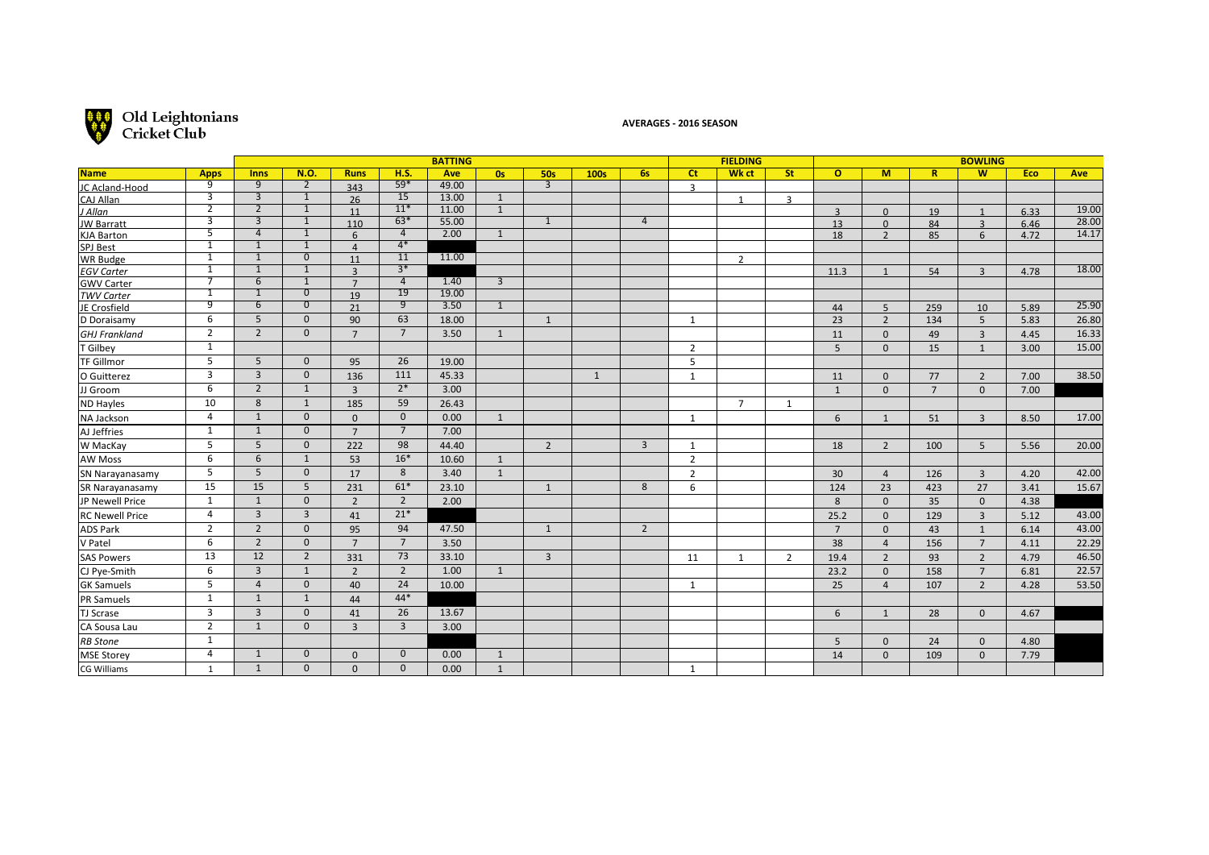Old Leightonians Cricket Club

**AVERAGES - 2016 SEASON**

| Name | Apps | BATTING | | | | | | | | | FIELDING | | | BOWLING | | | | | |
|---|---|---|---|---|---|---|---|---|---|---|---|---|---|---|---|---|---|---|---|
| | | Inns | N.O. | Runs | H.S. | Ave | 0s | 50s | 100s | 6s | Ct | Wk ct | St | O | M | R | W | Eco | Ave |
| JC Acland-Hood | 9 | 9 | 2 | 343 | 59* | 49.00 | | 3 | | | 3 | | | | | | | | |
| CAJ Allan | 3 | 3 | 1 | 26 | 15 | 13.00 | 1 | | | | | 1 | 3 | | | | | | |
| *J Allan* | 2 | 2 | 1 | 11 | 11* | 11.00 | 1 | | | | | | | 3 | 0 | 19 | 1 | 6.33 | 19.00 |
| JW Barratt | 3 | 3 | 1 | 110 | 63* | 55.00 | | 1 | | 4 | | | | 13 | 0 | 84 | 3 | 6.46 | 28.00 |
| KJA Barton | 5 | 4 | 1 | 6 | 4 | 2.00 | 1 | | | | | | | 18 | 2 | 85 | 6 | 4.72 | 14.17 |
| SPJ Best | 1 | 1 | 1 | 4 | 4* | | | | | | | | | | | | | | |
| WR Budge | 1 | 1 | 0 | 11 | 11 | 11.00 | | | | | | 2 | | | | | | | |
| *EGV Carter* | 1 | 1 | 1 | 3 | 3* | | | | | | | | | 11.3 | 1 | 54 | 3 | 4.78 | 18.00 |
| GWV Carter | 7 | 6 | 1 | 7 | 4 | 1.40 | 3 | | | | | | | | | | | | |
| *TWV Carter* | 1 | 1 | 0 | 19 | 19 | 19.00 | | | | | | | | | | | | | |
| JE Crosfield | 9 | 6 | 0 | 21 | 9 | 3.50 | 1 | | | | | | | 44 | 5 | 259 | 10 | 5.89 | 25.90 |
| D Doraisamy | 6 | 5 | 0 | 90 | 63 | 18.00 | | 1 | | | 1 | | | 23 | 2 | 134 | 5 | 5.83 | 26.80 |
| *GHJ Frankland* | 2 | 2 | 0 | 7 | 7 | 3.50 | 1 | | | | | | | 11 | 0 | 49 | 3 | 4.45 | 16.33 |
| T Gilbey | 1 | | | | | | | | | | 2 | | | 5 | 0 | 15 | 1 | 3.00 | 15.00 |
| TF Gillmor | 5 | 5 | 0 | 95 | 26 | 19.00 | | | | | 5 | | | | | | | | |
| O Guitterez | 3 | 3 | 0 | 136 | 111 | 45.33 | | | 1 | | 1 | | | 11 | 0 | 77 | 2 | 7.00 | 38.50 |
| JJ Groom | 6 | 2 | 1 | 3 | 2* | 3.00 | | | | | | | | 1 | 0 | 7 | 0 | 7.00 | |
| ND Hayles | 10 | 8 | 1 | 185 | 59 | 26.43 | | | | | | 7 | 1 | | | | | | |
| NA Jackson | 4 | 1 | 0 | 0 | 0 | 0.00 | 1 | | | | 1 | | | 6 | 1 | 51 | 3 | 8.50 | 17.00 |
| AJ Jeffries | 1 | 1 | 0 | 7 | 7 | 7.00 | | | | | | | | | | | | | |
| W MacKay | 5 | 5 | 0 | 222 | 98 | 44.40 | | 2 | | 3 | 1 | | | 18 | 2 | 100 | 5 | 5.56 | 20.00 |
| AW Moss | 6 | 6 | 1 | 53 | 16* | 10.60 | 1 | | | | 2 | | | | | | | | |
| SN Narayanasamy | 5 | 5 | 0 | 17 | 8 | 3.40 | 1 | | | | 2 | | | 30 | 4 | 126 | 3 | 4.20 | 42.00 |
| SR Narayanasamy | 15 | 15 | 5 | 231 | 61* | 23.10 | | 1 | | 8 | 6 | | | 124 | 23 | 423 | 27 | 3.41 | 15.67 |
| JP Newell Price | 1 | 1 | 0 | 2 | 2 | 2.00 | | | | | | | | 8 | 0 | 35 | 0 | 4.38 | |
| RC Newell Price | 4 | 3 | 3 | 41 | 21* | | | | | | | | | 25.2 | 0 | 129 | 3 | 5.12 | 43.00 |
| ADS Park | 2 | 2 | 0 | 95 | 94 | 47.50 | | 1 | | 2 | | | | 7 | 0 | 43 | 1 | 6.14 | 43.00 |
| V Patel | 6 | 2 | 0 | 7 | 7 | 3.50 | | | | | | | | 38 | 4 | 156 | 7 | 4.11 | 22.29 |
| SAS Powers | 13 | 12 | 2 | 331 | 73 | 33.10 | | 3 | | | 11 | 1 | 2 | 19.4 | 2 | 93 | 2 | 4.79 | 46.50 |
| CJ Pye-Smith | 6 | 3 | 1 | 2 | 2 | 1.00 | 1 | | | | | | | 23.2 | 0 | 158 | 7 | 6.81 | 22.57 |
| GK Samuels | 5 | 4 | 0 | 40 | 24 | 10.00 | | | | | 1 | | | 25 | 4 | 107 | 2 | 4.28 | 53.50 |
| PR Samuels | 1 | 1 | 1 | 44 | 44* | | | | | | | | | | | | | | |
| TJ Scrase | 3 | 3 | 0 | 41 | 26 | 13.67 | | | | | | | | 6 | 1 | 28 | 0 | 4.67 | |
| CA Sousa Lau | 2 | 1 | 0 | 3 | 3 | 3.00 | | | | | | | | | | | | | |
| *RB Stone* | 1 | | | | | | | | | | | | | 5 | 0 | 24 | 0 | 4.80 | |
| MSE Storey | 4 | 1 | 0 | 0 | 0 | 0.00 | 1 | | | | | | | 14 | 0 | 109 | 0 | 7.79 | |
| CG Williams | 1 | 1 | 0 | 0 | 0 | 0.00 | 1 | | | | 1 | | | | | | | | |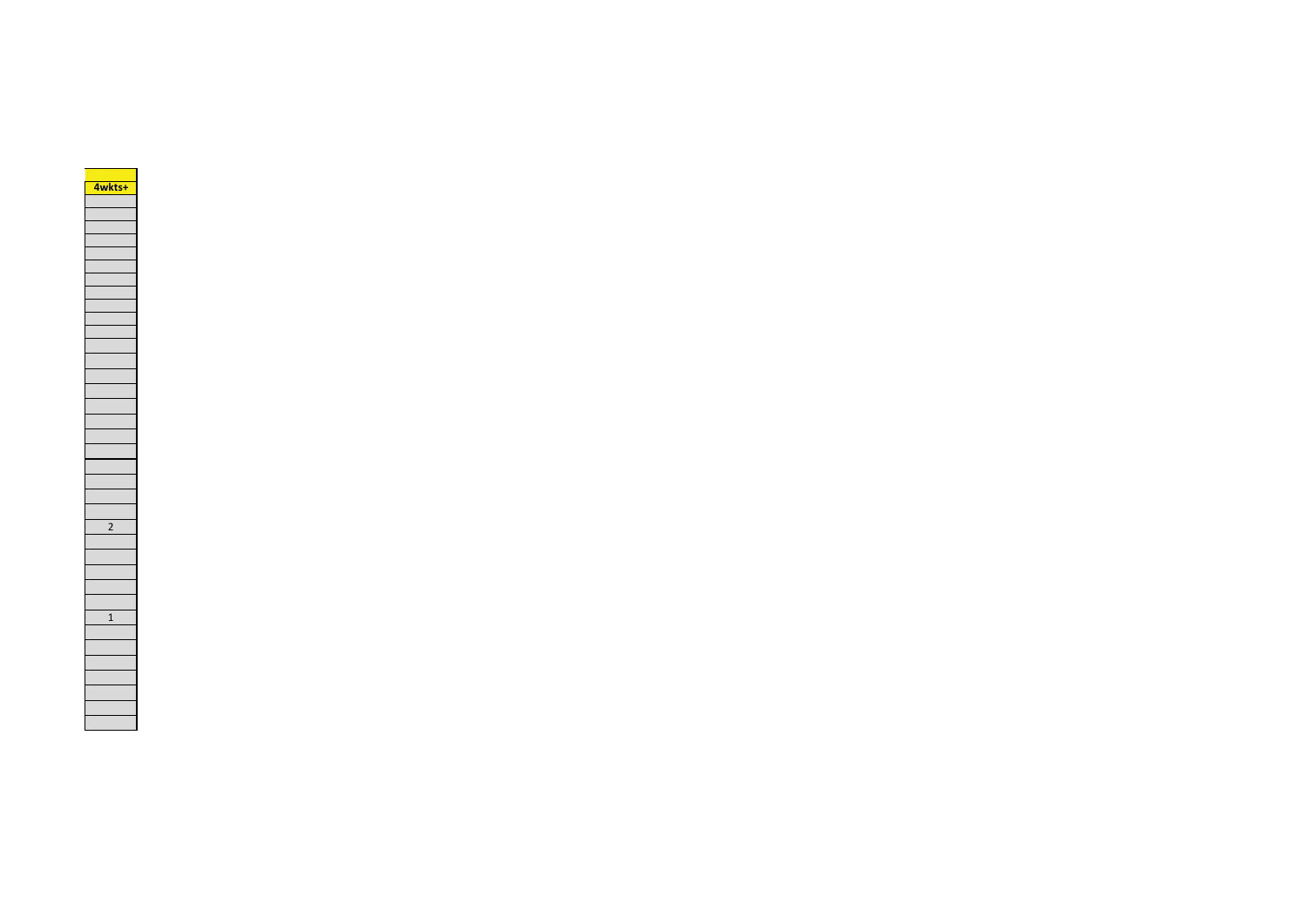| 4wkts+ |
|---|
| |
| |
| |
| |
| |
| |
| |
| |
| |
| |
| |
| |
| |
| |
| |
| |
| |
| |
| |
| |
| |
| |
| |
| 2 |
| |
| |
| |
| |
| |
| 1 |
| |
| |
| |
| |
| |
| |
| |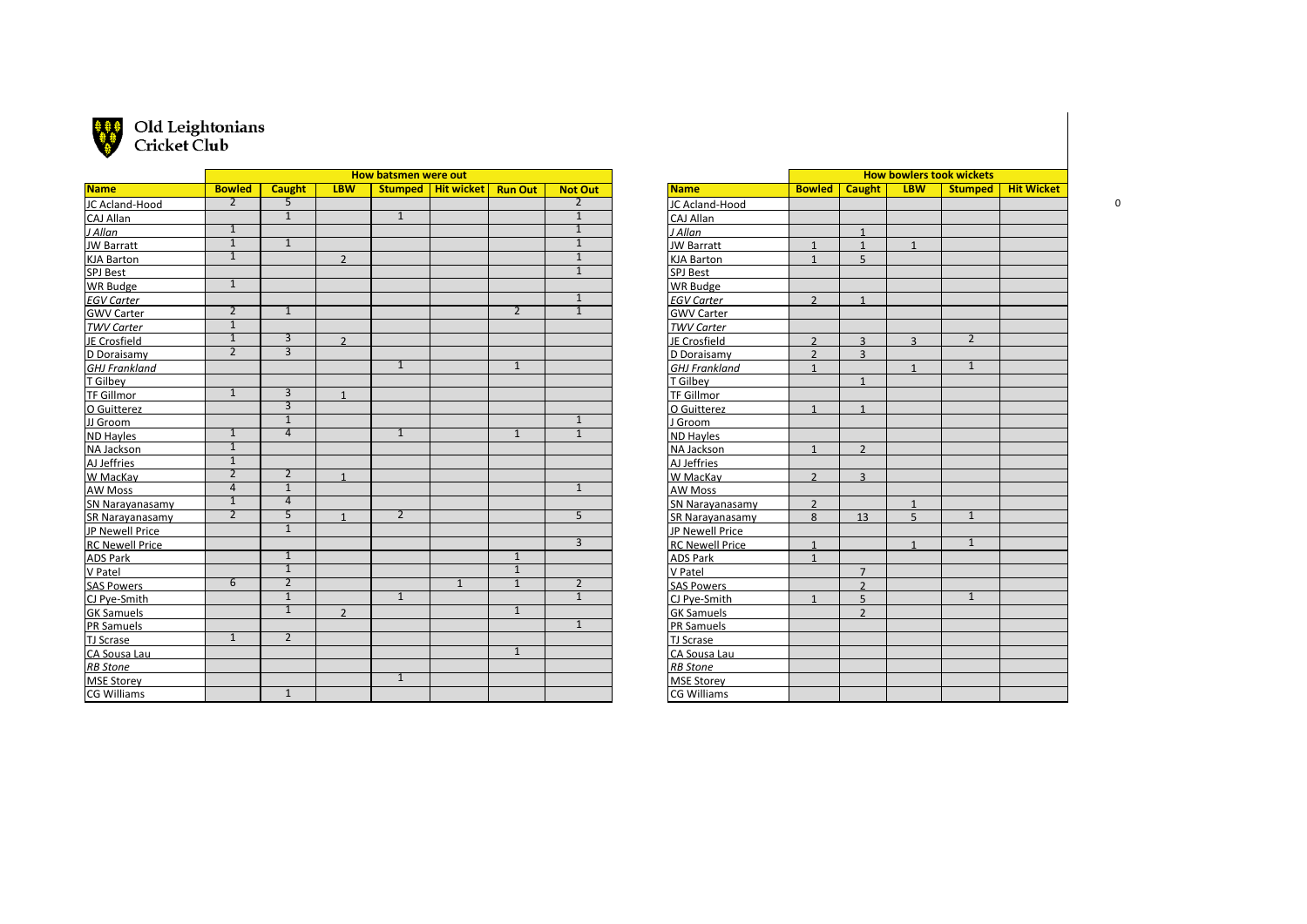# Old Leightonians Cricket Club

| | How batsmen were out | | | | | | |
|---|---|---|---|---|---|---|---|
| **Name** | **Bowled** | **Caught** | **LBW** | **Stumped** | **Hit wicket** | **Run Out** | **Not Out** |
| JC Acland-Hood | 2 | 5 | | | | | 2 |
| CAJ Allan | | 1 | | 1 | | | 1 |
| *J Allan* | 1 | | | | | | 1 |
| JW Barratt | 1 | 1 | | | | | 1 |
| KJA Barton | 1 | | 2 | | | | 1 |
| SPJ Best | | | | | | | 1 |
| WR Budge | 1 | | | | | | |
| *EGV Carter* | | | | | | | 1 |
| GWV Carter | 2 | 1 | | | | 2 | 1 |
| *TWV Carter* | 1 | | | | | | |
| JE Crosfield | 1 | 3 | 2 | | | | |
| D Doraisamy | 2 | 3 | | | | | |
| *GHJ Frankland* | | | | 1 | | 1 | |
| T Gilbey | | | | | | | |
| TF Gillmor | 1 | 3 | 1 | | | | |
| O Guitterez | | 3 | | | | | |
| JJ Groom | | 1 | | | | | 1 |
| ND Hayles | 1 | 4 | | 1 | | 1 | 1 |
| NA Jackson | 1 | | | | | | |
| AJ Jeffries | 1 | | | | | | |
| W MacKay | 2 | 2 | 1 | | | | |
| AW Moss | 4 | 1 | | | | | 1 |
| SN Narayanasamy | 1 | 4 | | | | | |
| SR Narayanasamy | 2 | 5 | 1 | 2 | | | 5 |
| JP Newell Price | | 1 | | | | | |
| RC Newell Price | | | | | | | 3 |
| ADS Park | | 1 | | | | 1 | |
| V Patel | | 1 | | | | 1 | |
| SAS Powers | 6 | 2 | | | 1 | 1 | 2 |
| CJ Pye-Smith | | 1 | | 1 | | | 1 |
| GK Samuels | | 1 | 2 | | | 1 | |
| PR Samuels | | | | | | | 1 |
| TJ Scrase | 1 | 2 | | | | | |
| CA Sousa Lau | | | | | | 1 | |
| *RB Stone* | | | | | | | |
| MSE Storey | | | | 1 | | | |
| CG Williams | | 1 | | | | | |

| | How bowlers took wickets | | | | |
|---|---|---|---|---|---|
| **Name** | **Bowled** | **Caught** | **LBW** | **Stumped** | **Hit Wicket** |
| JC Acland-Hood | | | | | |
| CAJ Allan | | | | | |
| *J Allan* | | 1 | | | |
| JW Barratt | 1 | 1 | 1 | | |
| KJA Barton | 1 | 5 | | | |
| SPJ Best | | | | | |
| WR Budge | | | | | |
| *EGV Carter* | 2 | 1 | | | |
| GWV Carter | | | | | |
| *TWV Carter* | | | | | |
| JE Crosfield | 2 | 3 | 3 | 2 | |
| D Doraisamy | 2 | 3 | | | |
| *GHJ Frankland* | 1 | | 1 | 1 | |
| T Gilbey | | 1 | | | |
| TF Gillmor | | | | | |
| O Guitterez | 1 | 1 | | | |
| J Groom | | | | | |
| ND Hayles | | | | | |
| NA Jackson | 1 | 2 | | | |
| AJ Jeffries | | | | | |
| W MacKay | 2 | 3 | | | |
| AW Moss | | | | | |
| SN Narayanasamy | 2 | | 1 | | |
| SR Narayanasamy | 8 | 13 | 5 | 1 | |
| JP Newell Price | | | | | |
| RC Newell Price | 1 | | 1 | 1 | |
| ADS Park | 1 | | | | |
| V Patel | | 7 | | | |
| SAS Powers | | 2 | | | |
| CJ Pye-Smith | 1 | 5 | | 1 | |
| GK Samuels | | 2 | | | |
| PR Samuels | | | | | |
| TJ Scrase | | | | | |
| CA Sousa Lau | | | | | |
| *RB Stone* | | | | | |
| MSE Storey | | | | | |
| CG Williams | | | | | |

0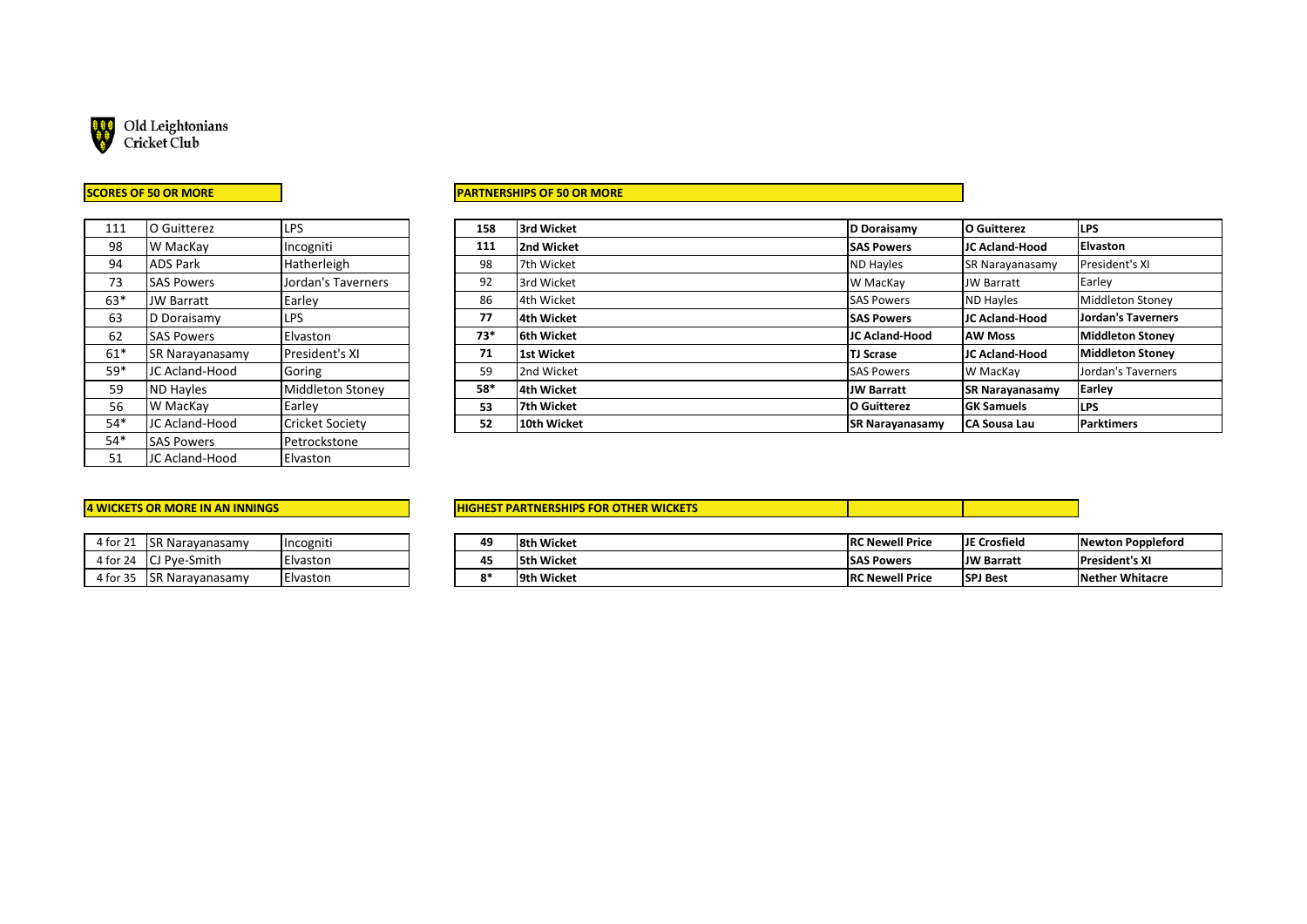Old Leightonians Cricket Club

## SCORES OF 50 OR MORE

| | | |
|---|---|---|
| 111 | O Guitterez | LPS |
| 98 | W MacKay | Incogniti |
| 94 | ADS Park | Hatherleigh |
| 73 | SAS Powers | Jordan's Taverners |
| 63* | JW Barratt | Earley |
| 63 | D Doraisamy | LPS |
| 62 | SAS Powers | Elvaston |
| 61* | SR Narayanasamy | President's XI |
| 59* | JC Acland-Hood | Goring |
| 59 | ND Hayles | Middleton Stoney |
| 56 | W MacKay | Earley |
| 54* | JC Acland-Hood | Cricket Society |
| 54* | SAS Powers | Petrockstone |
| 51 | JC Acland-Hood | Elvaston |

## PARTNERSHIPS OF 50 OR MORE

| | | | | |
|---|---|---|---|---|
| **158** | **3rd Wicket** | **D Doraisamy** | **O Guitterez** | **LPS** |
| **111** | **2nd Wicket** | **SAS Powers** | **JC Acland-Hood** | **Elvaston** |
| 98 | 7th Wicket | ND Hayles | SR Narayanasamy | President's XI |
| 92 | 3rd Wicket | W MacKay | JW Barratt | Earley |
| 86 | 4th Wicket | SAS Powers | ND Hayles | Middleton Stoney |
| **77** | **4th Wicket** | **SAS Powers** | **JC Acland-Hood** | **Jordan's Taverners** |
| **73*** | **6th Wicket** | **JC Acland-Hood** | **AW Moss** | **Middleton Stoney** |
| **71** | **1st Wicket** | **TJ Scrase** | **JC Acland-Hood** | **Middleton Stoney** |
| 59 | 2nd Wicket | SAS Powers | W MacKay | Jordan's Taverners |
| **58*** | **4th Wicket** | **JW Barratt** | **SR Narayanasamy** | **Earley** |
| **53** | **7th Wicket** | **O Guitterez** | **GK Samuels** | **LPS** |
| **52** | **10th Wicket** | **SR Narayanasamy** | **CA Sousa Lau** | **Parktimers** |

## 4 WICKETS OR MORE IN AN INNINGS

| | | |
|---|---|---|
| 4 for 21 | SR Narayanasamy | Incogniti |
| 4 for 24 | CJ Pye-Smith | Elvaston |
| 4 for 35 | SR Narayanasamy | Elvaston |

## HIGHEST PARTNERSHIPS FOR OTHER WICKETS

| | | | | |
|---|---|---|---|---|
| **49** | **8th Wicket** | **RC Newell Price** | **JE Crosfield** | **Newton Poppleford** |
| **45** | **5th Wicket** | **SAS Powers** | **JW Barratt** | **President's XI** |
| **8*** | **9th Wicket** | **RC Newell Price** | **SPJ Best** | **Nether Whitacre** |